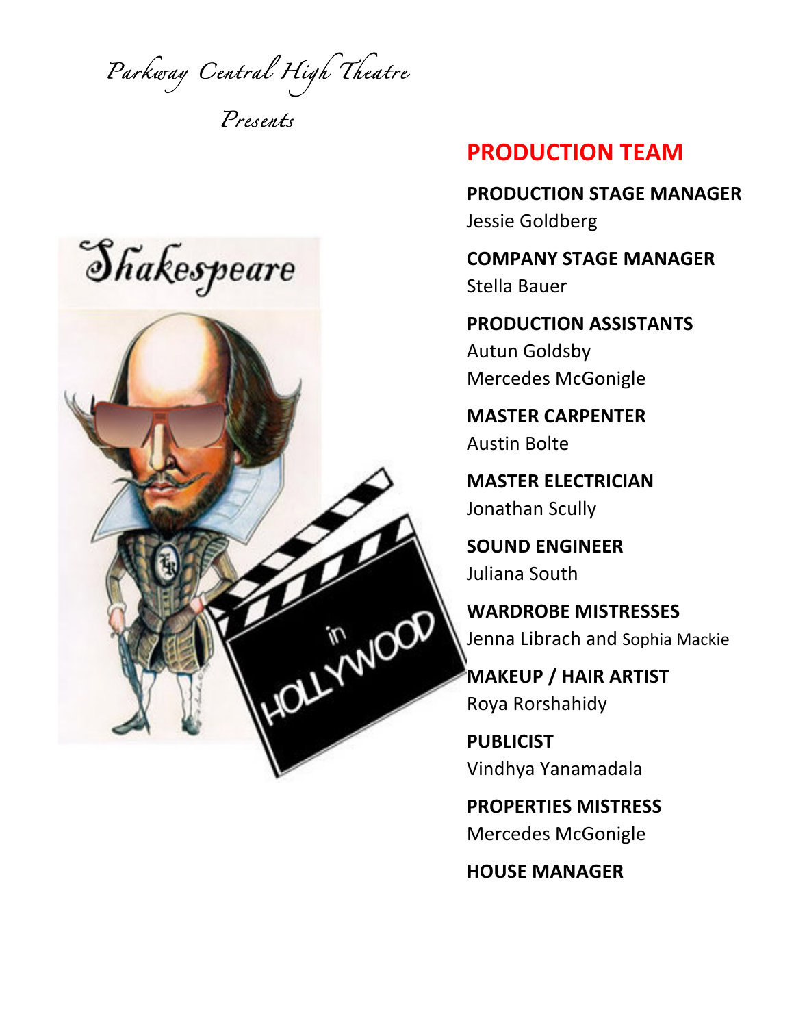*Parkway Central High Theatre*

*Presents*

Shakespeare in HOLLYWOOD

## PRODUCTION TEAM

**PRODUCTION STAGE MANAGER**
Jessie Goldberg

**COMPANY STAGE MANAGER**
Stella Bauer

**PRODUCTION ASSISTANTS**
Autun Goldsby
Mercedes McGonigle

**MASTER CARPENTER**
Austin Bolte

**MASTER ELECTRICIAN**
Jonathan Scully

**SOUND ENGINEER**
Juliana South

**WARDROBE MISTRESSES**
Jenna Librach and Sophia Mackie

**MAKEUP / HAIR ARTIST**
Roya Rorshahidy

**PUBLICIST**
Vindhya Yanamadala

**PROPERTIES MISTRESS**
Mercedes McGonigle

**HOUSE MANAGER**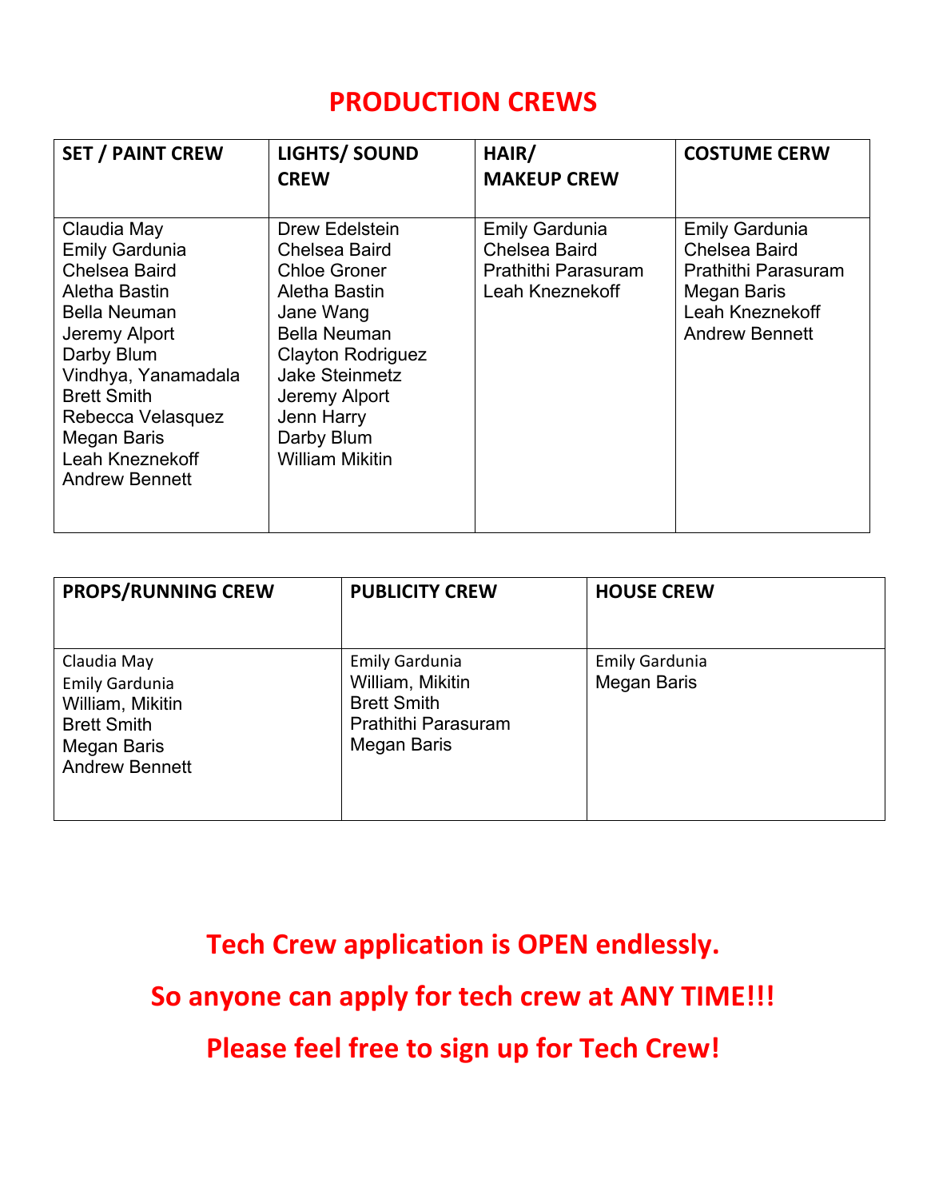# PRODUCTION CREWS

| SET / PAINT CREW | LIGHTS/ SOUND CREW | HAIR/ MAKEUP CREW | COSTUME CERW |
|---|---|---|---|
| Claudia May<br>Emily Gardunia<br>Chelsea Baird<br>Aletha Bastin<br>Bella Neuman<br>Jeremy Alport<br>Darby Blum<br>Vindhya, Yanamadala<br>Brett Smith<br>Rebecca Velasquez<br>Megan Baris<br>Leah Kneznekoff<br>Andrew Bennett | Drew Edelstein<br>Chelsea Baird<br>Chloe Groner<br>Aletha Bastin<br>Jane Wang<br>Bella Neuman<br>Clayton Rodriguez<br>Jake Steinmetz<br>Jeremy Alport<br>Jenn Harry<br>Darby Blum<br>William Mikitin | Emily Gardunia<br>Chelsea Baird<br>Prathithi Parasuram<br>Leah Kneznekoff | Emily Gardunia<br>Chelsea Baird<br>Prathithi Parasuram<br>Megan Baris<br>Leah Kneznekoff<br>Andrew Bennett |

| PROPS/RUNNING CREW | PUBLICITY CREW | HOUSE CREW |
|---|---|---|
| Claudia May<br>Emily Gardunia<br>William, Mikitin<br>Brett Smith<br>Megan Baris<br>Andrew Bennett | Emily Gardunia<br>William, Mikitin<br>Brett Smith<br>Prathithi Parasuram<br>Megan Baris | Emily Gardunia<br>Megan Baris |

**Tech Crew application is OPEN endlessly.**

**So anyone can apply for tech crew at ANY TIME!!!**

**Please feel free to sign up for Tech Crew!**